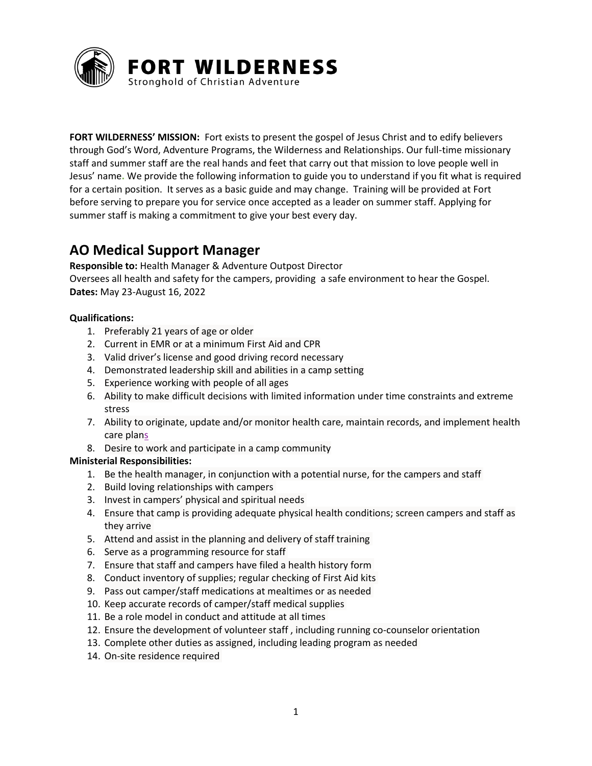# FORT WILDERNESS

Stronghold of Christian Adventure

**FORT WILDERNESS' MISSION:** Fort exists to present the gospel of Jesus Christ and to edify believers through God's Word, Adventure Programs, the Wilderness and Relationships. Our full-time missionary staff and summer staff are the real hands and feet that carry out that mission to love people well in Jesus' name. We provide the following information to guide you to understand if you fit what is required for a certain position. It serves as a basic guide and may change. Training will be provided at Fort before serving to prepare you for service once accepted as a leader on summer staff. Applying for summer staff is making a commitment to give your best every day.

## AO Medical Support Manager

**Responsible to:** Health Manager & Adventure Outpost Director

Oversees all health and safety for the campers, providing a safe environment to hear the Gospel.

**Dates:** May 23-August 16, 2022

**Qualifications:**

1. Preferably 21 years of age or older
2. Current in EMR or at a minimum First Aid and CPR
3. Valid driver's license and good driving record necessary
4. Demonstrated leadership skill and abilities in a camp setting
5. Experience working with people of all ages
6. Ability to make difficult decisions with limited information under time constraints and extreme stress
7. Ability to originate, update and/or monitor health care, maintain records, and implement health care plans
8. Desire to work and participate in a camp community

**Ministerial Responsibilities:**

1. Be the health manager, in conjunction with a potential nurse, for the campers and staff
2. Build loving relationships with campers
3. Invest in campers' physical and spiritual needs
4. Ensure that camp is providing adequate physical health conditions; screen campers and staff as they arrive
5. Attend and assist in the planning and delivery of staff training
6. Serve as a programming resource for staff
7. Ensure that staff and campers have filed a health history form
8. Conduct inventory of supplies; regular checking of First Aid kits
9. Pass out camper/staff medications at mealtimes or as needed
10. Keep accurate records of camper/staff medical supplies
11. Be a role model in conduct and attitude at all times
12. Ensure the development of volunteer staff , including running co-counselor orientation
13. Complete other duties as assigned, including leading program as needed
14. On-site residence required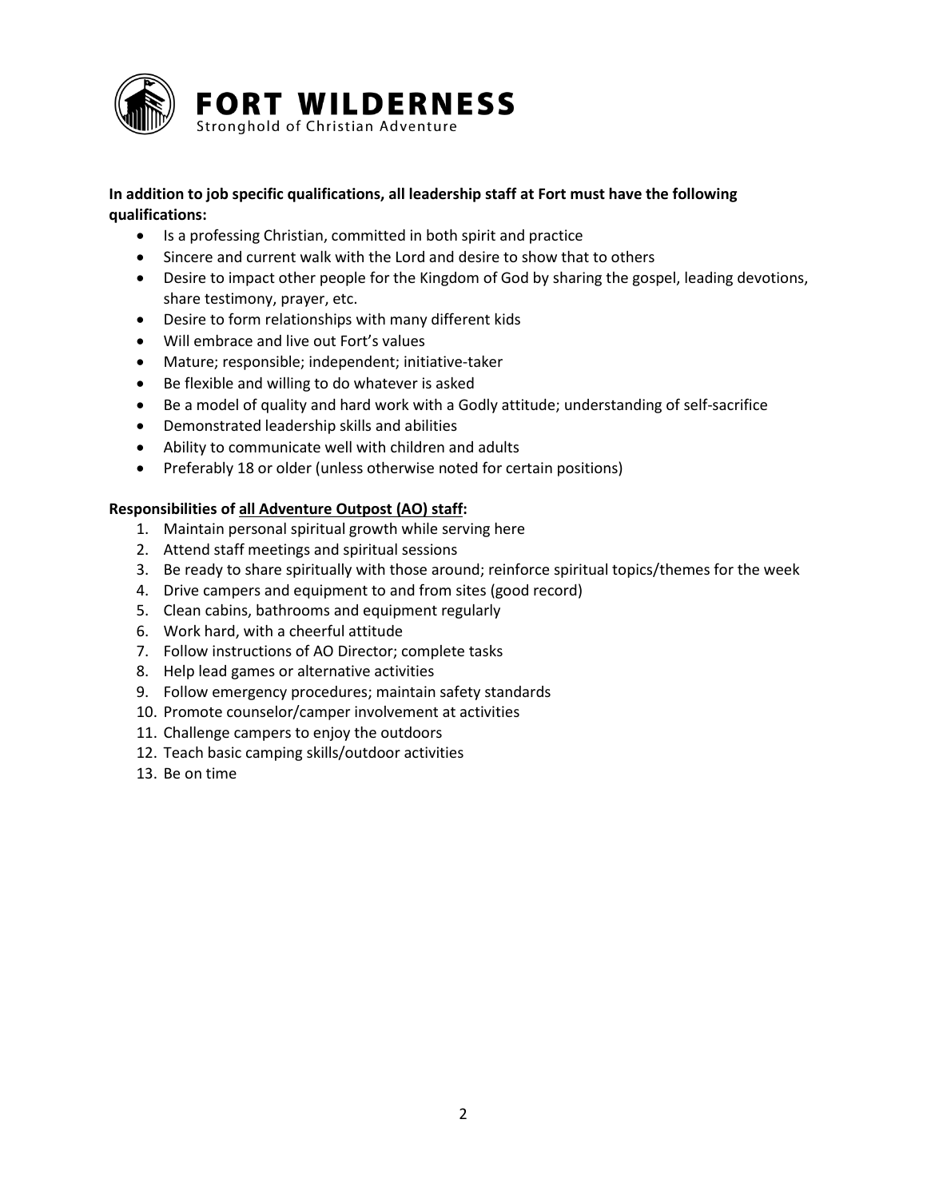# FORT WILDERNESS

Stronghold of Christian Adventure

**In addition to job specific qualifications, all leadership staff at Fort must have the following qualifications:**

- Is a professing Christian, committed in both spirit and practice
- Sincere and current walk with the Lord and desire to show that to others
- Desire to impact other people for the Kingdom of God by sharing the gospel, leading devotions, share testimony, prayer, etc.
- Desire to form relationships with many different kids
- Will embrace and live out Fort's values
- Mature; responsible; independent; initiative-taker
- Be flexible and willing to do whatever is asked
- Be a model of quality and hard work with a Godly attitude; understanding of self-sacrifice
- Demonstrated leadership skills and abilities
- Ability to communicate well with children and adults
- Preferably 18 or older (unless otherwise noted for certain positions)

**Responsibilities of <u>all Adventure Outpost (AO) staff</u>:**

1. Maintain personal spiritual growth while serving here
2. Attend staff meetings and spiritual sessions
3. Be ready to share spiritually with those around; reinforce spiritual topics/themes for the week
4. Drive campers and equipment to and from sites (good record)
5. Clean cabins, bathrooms and equipment regularly
6. Work hard, with a cheerful attitude
7. Follow instructions of AO Director; complete tasks
8. Help lead games or alternative activities
9. Follow emergency procedures; maintain safety standards
10. Promote counselor/camper involvement at activities
11. Challenge campers to enjoy the outdoors
12. Teach basic camping skills/outdoor activities
13. Be on time